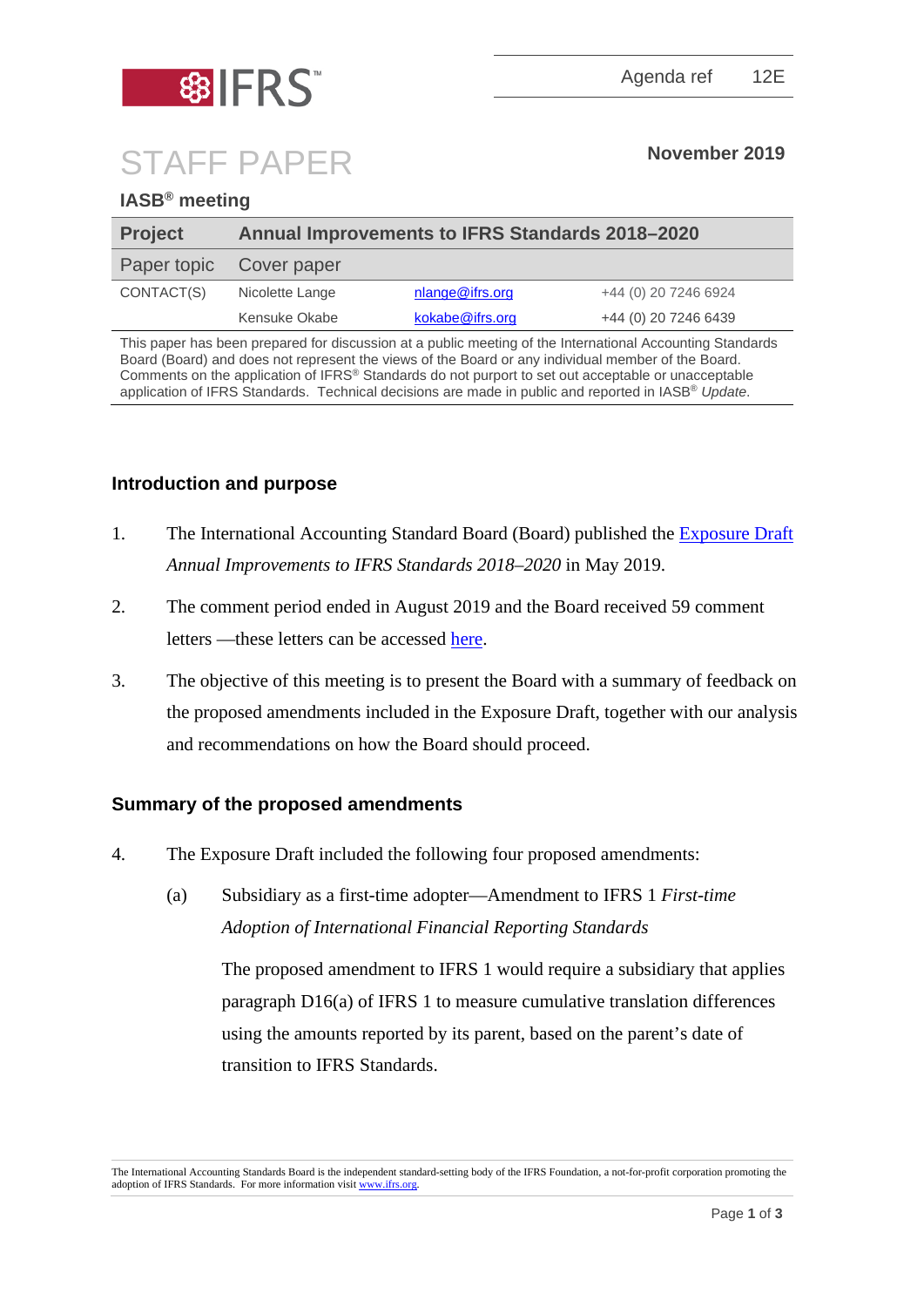Agenda ref 12E

# STAFF PAPER

**November 2019**

**IASB® meeting**

| **Project** | **Annual Improvements to IFRS Standards 2018–2020** | | |
|---|---|---|---|
| Paper topic | Cover paper | | |
| CONTACT(S) | Nicolette Lange | nlange@ifrs.org | +44 (0) 20 7246 6924 |
| | Kensuke Okabe | kokabe@ifrs.org | +44 (0) 20 7246 6439 |

This paper has been prepared for discussion at a public meeting of the International Accounting Standards Board (Board) and does not represent the views of the Board or any individual member of the Board. Comments on the application of IFRS® Standards do not purport to set out acceptable or unacceptable application of IFRS Standards. Technical decisions are made in public and reported in IASB® *Update*.

## Introduction and purpose

1. The International Accounting Standard Board (Board) published the Exposure Draft *Annual Improvements to IFRS Standards 2018–2020* in May 2019.

2. The comment period ended in August 2019 and the Board received 59 comment letters —these letters can be accessed here.

3. The objective of this meeting is to present the Board with a summary of feedback on the proposed amendments included in the Exposure Draft, together with our analysis and recommendations on how the Board should proceed.

## Summary of the proposed amendments

4. The Exposure Draft included the following four proposed amendments:

   (a) Subsidiary as a first-time adopter—Amendment to IFRS 1 *First-time Adoption of International Financial Reporting Standards*

   The proposed amendment to IFRS 1 would require a subsidiary that applies paragraph D16(a) of IFRS 1 to measure cumulative translation differences using the amounts reported by its parent, based on the parent's date of transition to IFRS Standards.

The International Accounting Standards Board is the independent standard-setting body of the IFRS Foundation, a not-for-profit corporation promoting the adoption of IFRS Standards. For more information visit www.ifrs.org.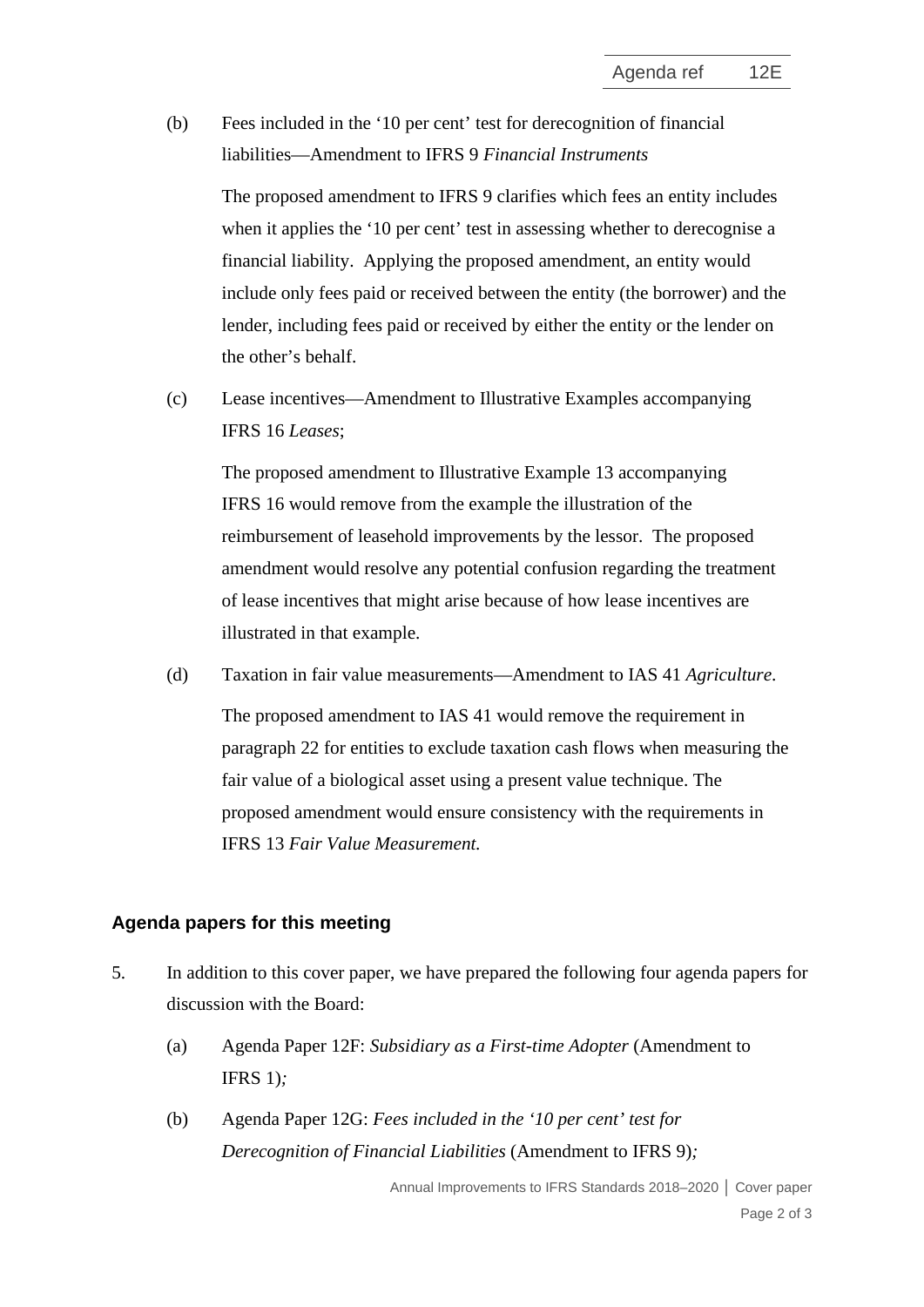(b) Fees included in the '10 per cent' test for derecognition of financial liabilities—Amendment to IFRS 9 *Financial Instruments*

The proposed amendment to IFRS 9 clarifies which fees an entity includes when it applies the '10 per cent' test in assessing whether to derecognise a financial liability. Applying the proposed amendment, an entity would include only fees paid or received between the entity (the borrower) and the lender, including fees paid or received by either the entity or the lender on the other's behalf.

(c) Lease incentives—Amendment to Illustrative Examples accompanying IFRS 16 *Leases*;

The proposed amendment to Illustrative Example 13 accompanying IFRS 16 would remove from the example the illustration of the reimbursement of leasehold improvements by the lessor. The proposed amendment would resolve any potential confusion regarding the treatment of lease incentives that might arise because of how lease incentives are illustrated in that example.

(d) Taxation in fair value measurements—Amendment to IAS 41 *Agriculture*.

The proposed amendment to IAS 41 would remove the requirement in paragraph 22 for entities to exclude taxation cash flows when measuring the fair value of a biological asset using a present value technique. The proposed amendment would ensure consistency with the requirements in IFRS 13 *Fair Value Measurement.*

## Agenda papers for this meeting

5. In addition to this cover paper, we have prepared the following four agenda papers for discussion with the Board:

   (a) Agenda Paper 12F: *Subsidiary as a First-time Adopter* (Amendment to IFRS 1)*;*

   (b) Agenda Paper 12G: *Fees included in the '10 per cent' test for Derecognition of Financial Liabilities* (Amendment to IFRS 9)*;*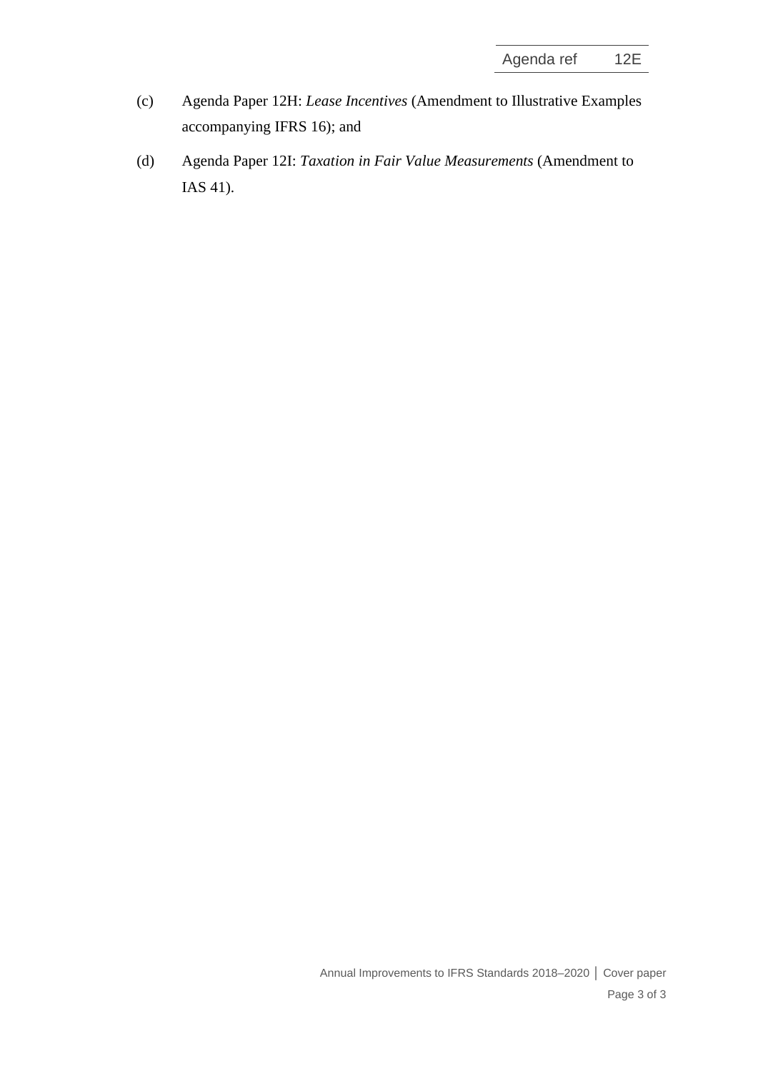(c) Agenda Paper 12H: *Lease Incentives* (Amendment to Illustrative Examples accompanying IFRS 16); and

(d) Agenda Paper 12I: *Taxation in Fair Value Measurements* (Amendment to IAS 41).